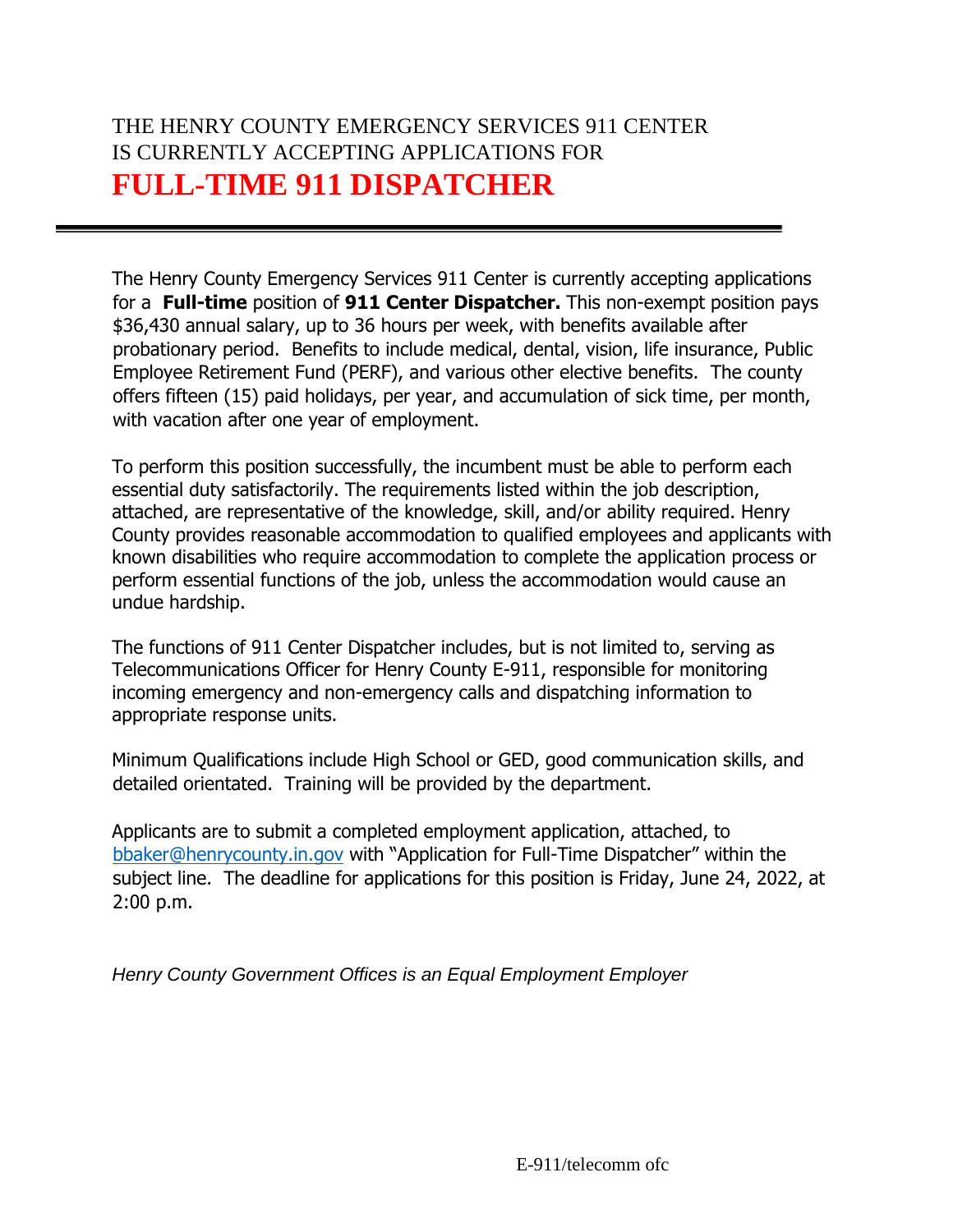THE HENRY COUNTY EMERGENCY SERVICES 911 CENTER
IS CURRENTLY ACCEPTING APPLICATIONS FOR

# FULL-TIME 911 DISPATCHER

---

The Henry County Emergency Services 911 Center is currently accepting applications for a **Full-time** position of **911 Center Dispatcher.** This non-exempt position pays $36,430 annual salary, up to 36 hours per week, with benefits available after probationary period. Benefits to include medical, dental, vision, life insurance, Public Employee Retirement Fund (PERF), and various other elective benefits. The county offers fifteen (15) paid holidays, per year, and accumulation of sick time, per month, with vacation after one year of employment.

To perform this position successfully, the incumbent must be able to perform each essential duty satisfactorily. The requirements listed within the job description, attached, are representative of the knowledge, skill, and/or ability required. Henry County provides reasonable accommodation to qualified employees and applicants with known disabilities who require accommodation to complete the application process or perform essential functions of the job, unless the accommodation would cause an undue hardship.

The functions of 911 Center Dispatcher includes, but is not limited to, serving as Telecommunications Officer for Henry County E-911, responsible for monitoring incoming emergency and non-emergency calls and dispatching information to appropriate response units.

Minimum Qualifications include High School or GED, good communication skills, and detailed orientated. Training will be provided by the department.

Applicants are to submit a completed employment application, attached, to bbaker@henrycounty.in.gov with "Application for Full-Time Dispatcher" within the subject line. The deadline for applications for this position is Friday, June 24, 2022, at 2:00 p.m.

*Henry County Government Offices is an Equal Employment Employer*

E-911/telecomm ofc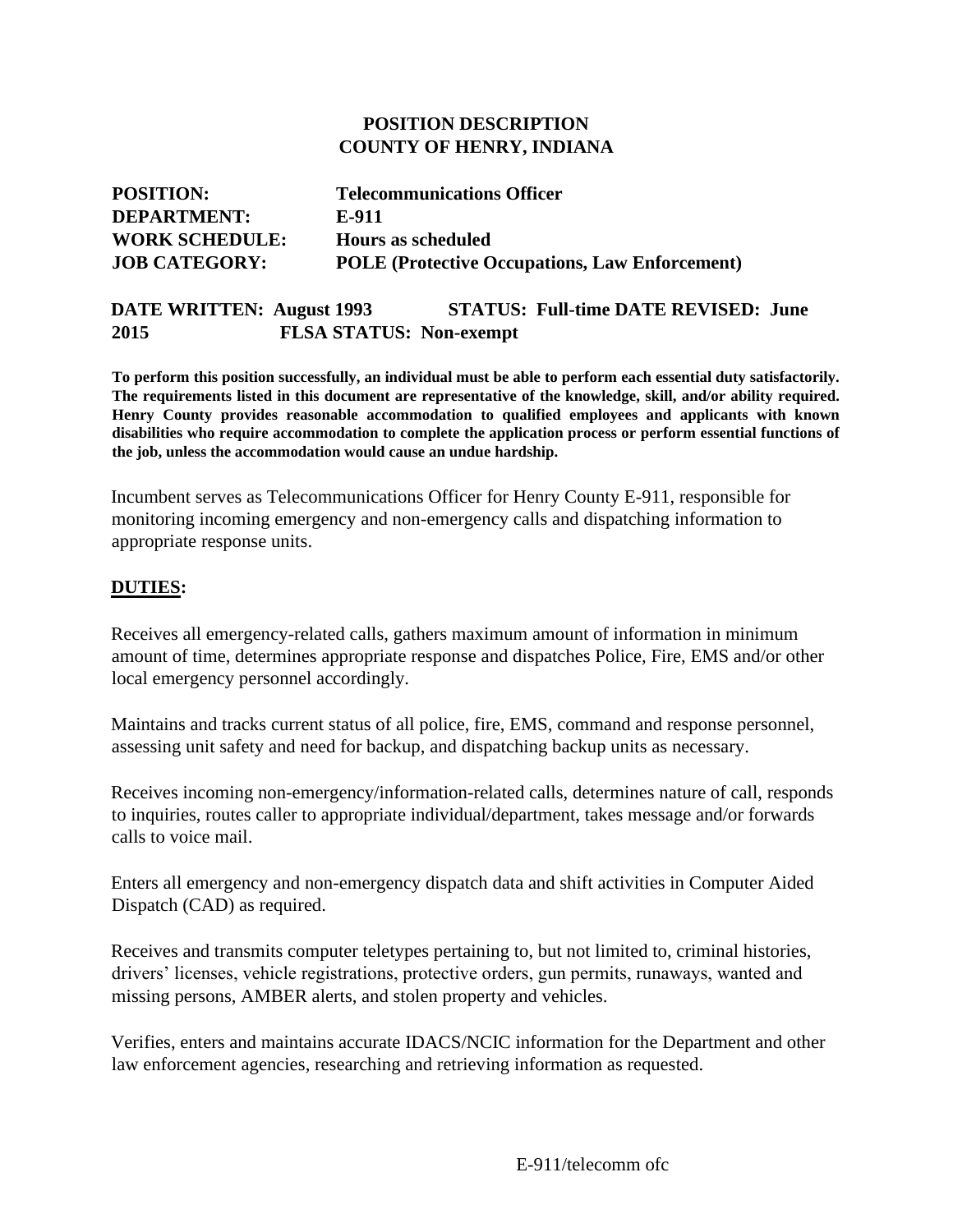**POSITION DESCRIPTION**
**COUNTY OF HENRY, INDIANA**

**POSITION:** **Telecommunications Officer**
**DEPARTMENT:** **E-911**
**WORK SCHEDULE:** **Hours as scheduled**
**JOB CATEGORY:** **POLE (Protective Occupations, Law Enforcement)**

**DATE WRITTEN: August 1993** **STATUS: Full-time DATE REVISED: June 2015** **FLSA STATUS: Non-exempt**

**To perform this position successfully, an individual must be able to perform each essential duty satisfactorily. The requirements listed in this document are representative of the knowledge, skill, and/or ability required. Henry County provides reasonable accommodation to qualified employees and applicants with known disabilities who require accommodation to complete the application process or perform essential functions of the job, unless the accommodation would cause an undue hardship.**

Incumbent serves as Telecommunications Officer for Henry County E-911, responsible for monitoring incoming emergency and non-emergency calls and dispatching information to appropriate response units.

## DUTIES:

Receives all emergency-related calls, gathers maximum amount of information in minimum amount of time, determines appropriate response and dispatches Police, Fire, EMS and/or other local emergency personnel accordingly.

Maintains and tracks current status of all police, fire, EMS, command and response personnel, assessing unit safety and need for backup, and dispatching backup units as necessary.

Receives incoming non-emergency/information-related calls, determines nature of call, responds to inquiries, routes caller to appropriate individual/department, takes message and/or forwards calls to voice mail.

Enters all emergency and non-emergency dispatch data and shift activities in Computer Aided Dispatch (CAD) as required.

Receives and transmits computer teletypes pertaining to, but not limited to, criminal histories, drivers' licenses, vehicle registrations, protective orders, gun permits, runaways, wanted and missing persons, AMBER alerts, and stolen property and vehicles.

Verifies, enters and maintains accurate IDACS/NCIC information for the Department and other law enforcement agencies, researching and retrieving information as requested.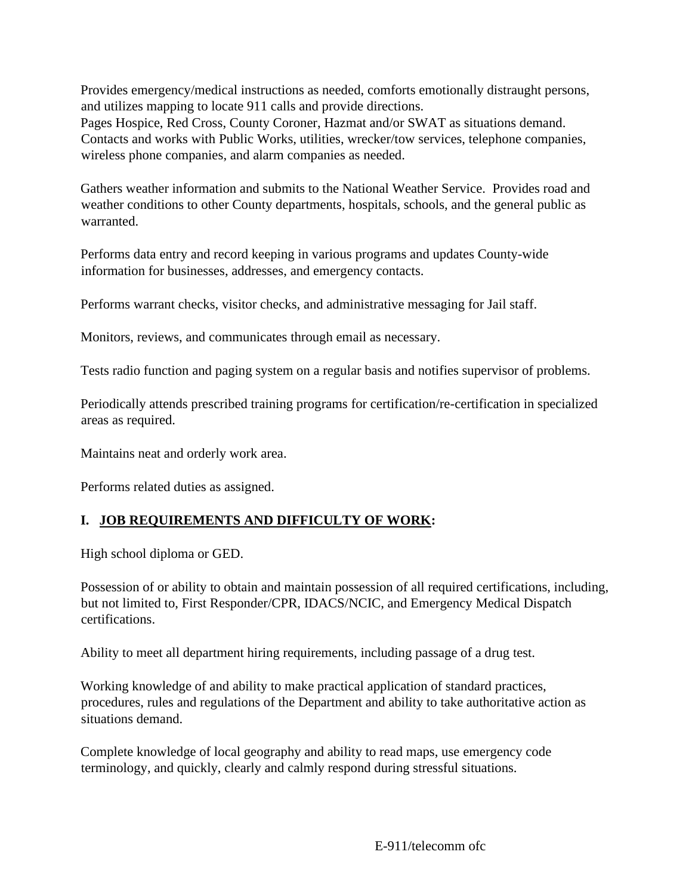Provides emergency/medical instructions as needed, comforts emotionally distraught persons, and utilizes mapping to locate 911 calls and provide directions.
Pages Hospice, Red Cross, County Coroner, Hazmat and/or SWAT as situations demand.
Contacts and works with Public Works, utilities, wrecker/tow services, telephone companies, wireless phone companies, and alarm companies as needed.

Gathers weather information and submits to the National Weather Service. Provides road and weather conditions to other County departments, hospitals, schools, and the general public as warranted.

Performs data entry and record keeping in various programs and updates County-wide information for businesses, addresses, and emergency contacts.

Performs warrant checks, visitor checks, and administrative messaging for Jail staff.

Monitors, reviews, and communicates through email as necessary.

Tests radio function and paging system on a regular basis and notifies supervisor of problems.

Periodically attends prescribed training programs for certification/re-certification in specialized areas as required.

Maintains neat and orderly work area.

Performs related duties as assigned.

## I. <u>JOB REQUIREMENTS AND DIFFICULTY OF WORK</u>:

High school diploma or GED.

Possession of or ability to obtain and maintain possession of all required certifications, including, but not limited to, First Responder/CPR, IDACS/NCIC, and Emergency Medical Dispatch certifications.

Ability to meet all department hiring requirements, including passage of a drug test.

Working knowledge of and ability to make practical application of standard practices, procedures, rules and regulations of the Department and ability to take authoritative action as situations demand.

Complete knowledge of local geography and ability to read maps, use emergency code terminology, and quickly, clearly and calmly respond during stressful situations.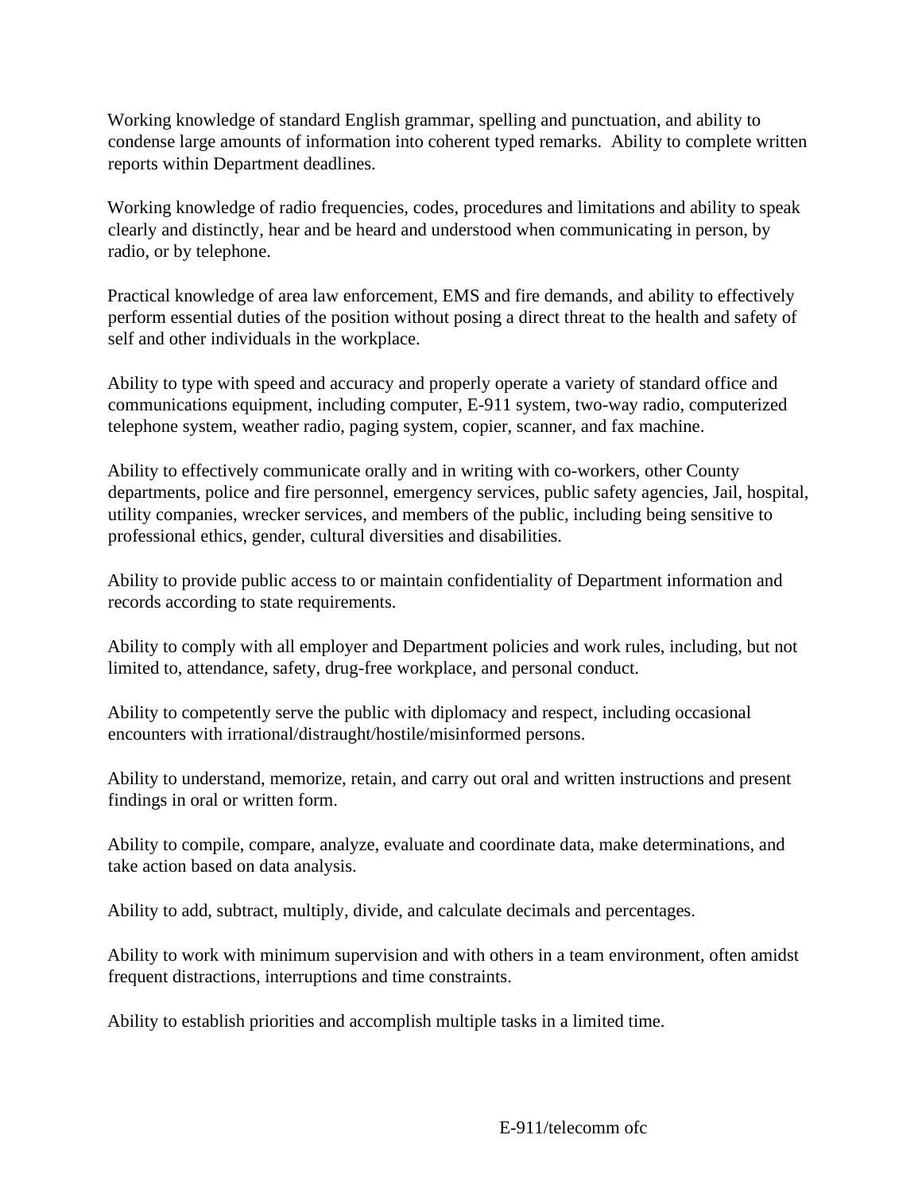Working knowledge of standard English grammar, spelling and punctuation, and ability to condense large amounts of information into coherent typed remarks. Ability to complete written reports within Department deadlines.

Working knowledge of radio frequencies, codes, procedures and limitations and ability to speak clearly and distinctly, hear and be heard and understood when communicating in person, by radio, or by telephone.

Practical knowledge of area law enforcement, EMS and fire demands, and ability to effectively perform essential duties of the position without posing a direct threat to the health and safety of self and other individuals in the workplace.

Ability to type with speed and accuracy and properly operate a variety of standard office and communications equipment, including computer, E-911 system, two-way radio, computerized telephone system, weather radio, paging system, copier, scanner, and fax machine.

Ability to effectively communicate orally and in writing with co-workers, other County departments, police and fire personnel, emergency services, public safety agencies, Jail, hospital, utility companies, wrecker services, and members of the public, including being sensitive to professional ethics, gender, cultural diversities and disabilities.

Ability to provide public access to or maintain confidentiality of Department information and records according to state requirements.

Ability to comply with all employer and Department policies and work rules, including, but not limited to, attendance, safety, drug-free workplace, and personal conduct.

Ability to competently serve the public with diplomacy and respect, including occasional encounters with irrational/distraught/hostile/misinformed persons.

Ability to understand, memorize, retain, and carry out oral and written instructions and present findings in oral or written form.

Ability to compile, compare, analyze, evaluate and coordinate data, make determinations, and take action based on data analysis.

Ability to add, subtract, multiply, divide, and calculate decimals and percentages.

Ability to work with minimum supervision and with others in a team environment, often amidst frequent distractions, interruptions and time constraints.

Ability to establish priorities and accomplish multiple tasks in a limited time.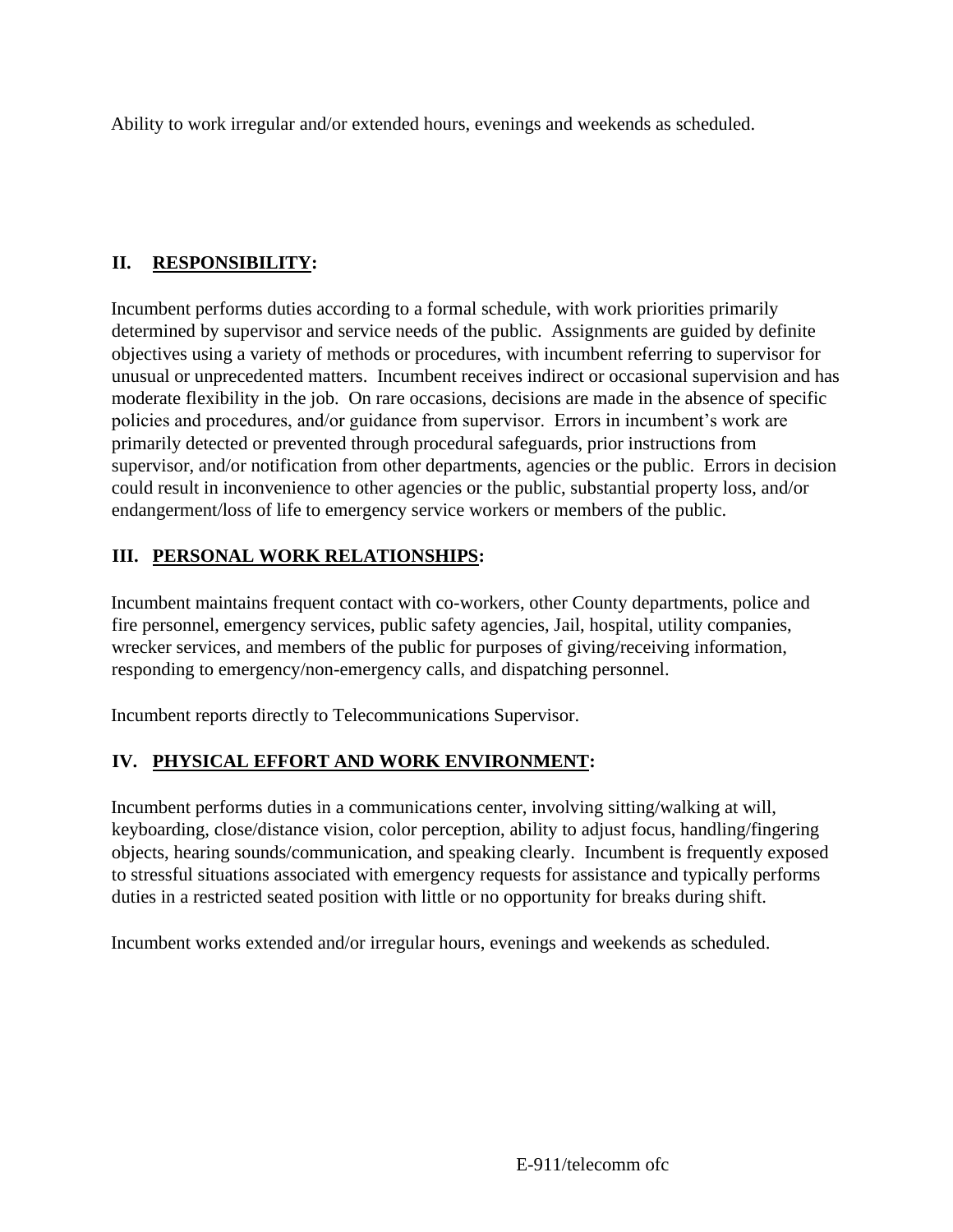Ability to work irregular and/or extended hours, evenings and weekends as scheduled.

## II. RESPONSIBILITY:

Incumbent performs duties according to a formal schedule, with work priorities primarily determined by supervisor and service needs of the public. Assignments are guided by definite objectives using a variety of methods or procedures, with incumbent referring to supervisor for unusual or unprecedented matters. Incumbent receives indirect or occasional supervision and has moderate flexibility in the job. On rare occasions, decisions are made in the absence of specific policies and procedures, and/or guidance from supervisor. Errors in incumbent's work are primarily detected or prevented through procedural safeguards, prior instructions from supervisor, and/or notification from other departments, agencies or the public. Errors in decision could result in inconvenience to other agencies or the public, substantial property loss, and/or endangerment/loss of life to emergency service workers or members of the public.

## III. PERSONAL WORK RELATIONSHIPS:

Incumbent maintains frequent contact with co-workers, other County departments, police and fire personnel, emergency services, public safety agencies, Jail, hospital, utility companies, wrecker services, and members of the public for purposes of giving/receiving information, responding to emergency/non-emergency calls, and dispatching personnel.

Incumbent reports directly to Telecommunications Supervisor.

## IV. PHYSICAL EFFORT AND WORK ENVIRONMENT:

Incumbent performs duties in a communications center, involving sitting/walking at will, keyboarding, close/distance vision, color perception, ability to adjust focus, handling/fingering objects, hearing sounds/communication, and speaking clearly. Incumbent is frequently exposed to stressful situations associated with emergency requests for assistance and typically performs duties in a restricted seated position with little or no opportunity for breaks during shift.

Incumbent works extended and/or irregular hours, evenings and weekends as scheduled.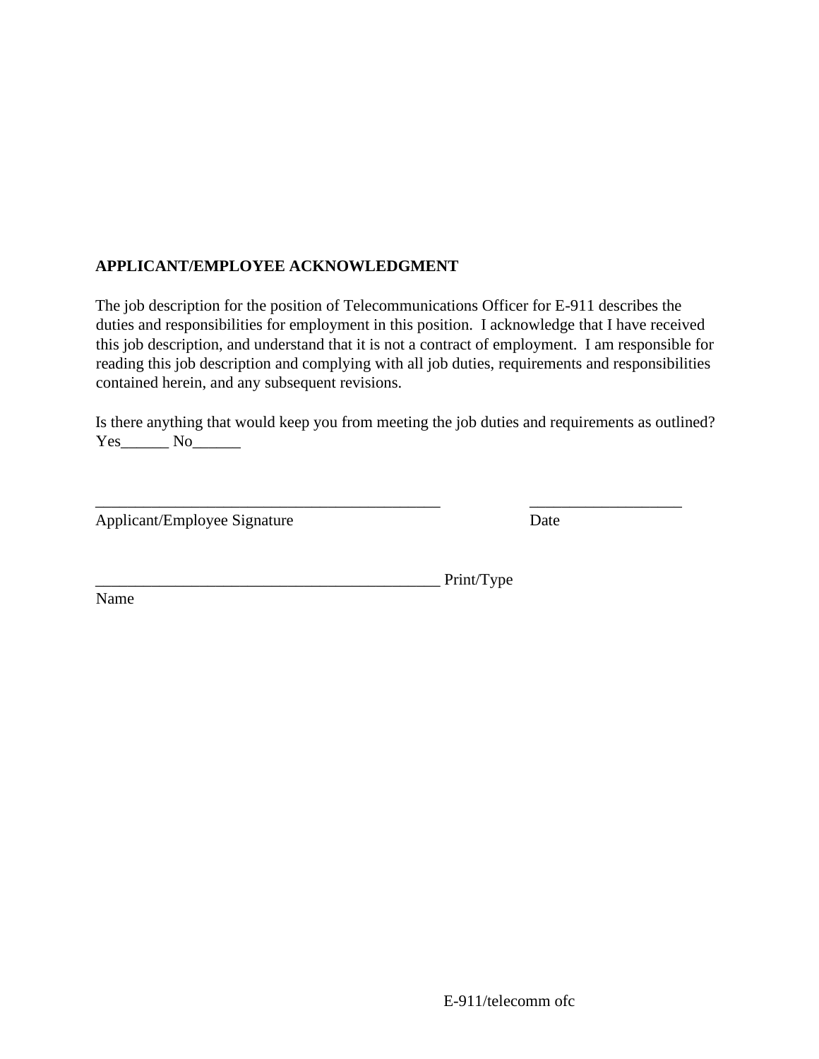**APPLICANT/EMPLOYEE ACKNOWLEDGMENT**

The job description for the position of Telecommunications Officer for E-911 describes the duties and responsibilities for employment in this position. I acknowledge that I have received this job description, and understand that it is not a contract of employment. I am responsible for reading this job description and complying with all job duties, requirements and responsibilities contained herein, and any subsequent revisions.

Is there anything that would keep you from meeting the job duties and requirements as outlined?
Yes______ No______

_____________________________________________ ____________________
Applicant/Employee Signature Date

_____________________________________________ Print/Type Name

E-911/telecomm ofc